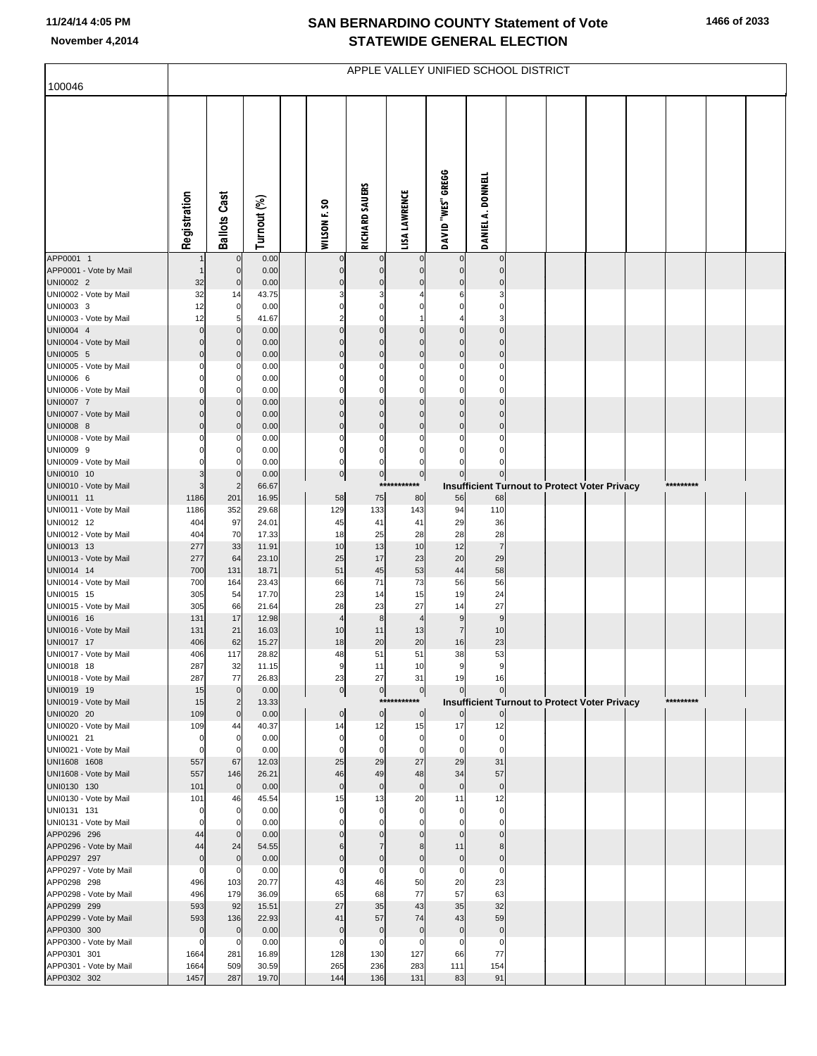# SAN BERNARDINO COUNTY Statement of Vote
## STATEWIDE GENERAL ELECTION

11/24/14 4:05 PM
November 4,2014

100046

APPLE VALLEY UNIFIED SCHOOL DISTRICT

| | Registration | Ballots Cast | Turnout (%) | | WILSON F. SO | RICHARD SAUERS | LISA LAWRENCE | DAVID "WES" GREGG | DANIEL A. DONNELL |
|---|---|---|---|---|---|---|---|---|---|
| APP0001 1 | 1 | 0 | 0.00 | | 0 | 0 | 0 | 0 | 0 |
| APP0001 - Vote by Mail | 1 | 0 | 0.00 | | 0 | 0 | 0 | 0 | 0 |
| UNI0002 2 | 32 | 0 | 0.00 | | 0 | 0 | 0 | 0 | 0 |
| UNI0002 - Vote by Mail | 32 | 14 | 43.75 | | 3 | 3 | 4 | 6 | 3 |
| UNI0003 3 | 12 | 0 | 0.00 | | 0 | 0 | 0 | 0 | 0 |
| UNI0003 - Vote by Mail | 12 | 5 | 41.67 | | 2 | 0 | 1 | 4 | 3 |
| UNI0004 4 | 0 | 0 | 0.00 | | 0 | 0 | 0 | 0 | 0 |
| UNI0004 - Vote by Mail | 0 | 0 | 0.00 | | 0 | 0 | 0 | 0 | 0 |
| UNI0005 5 | 0 | 0 | 0.00 | | 0 | 0 | 0 | 0 | 0 |
| UNI0005 - Vote by Mail | 0 | 0 | 0.00 | | 0 | 0 | 0 | 0 | 0 |
| UNI0006 6 | 0 | 0 | 0.00 | | 0 | 0 | 0 | 0 | 0 |
| UNI0006 - Vote by Mail | 0 | 0 | 0.00 | | 0 | 0 | 0 | 0 | 0 |
| UNI0007 7 | 0 | 0 | 0.00 | | 0 | 0 | 0 | 0 | 0 |
| UNI0007 - Vote by Mail | 0 | 0 | 0.00 | | 0 | 0 | 0 | 0 | 0 |
| UNI0008 8 | 0 | 0 | 0.00 | | 0 | 0 | 0 | 0 | 0 |
| UNI0008 - Vote by Mail | 0 | 0 | 0.00 | | 0 | 0 | 0 | 0 | 0 |
| UNI0009 9 | 0 | 0 | 0.00 | | 0 | 0 | 0 | 0 | 0 |
| UNI0009 - Vote by Mail | 0 | 0 | 0.00 | | 0 | 0 | 0 | 0 | 0 |
| UNI0010 10 | 3 | 0 | 0.00 | | 0 | 0 | 0 | 0 | 0 |
| UNI0010 - Vote by Mail | 3 | 2 | 66.67 | | *********** Insufficient Turnout to Protect Voter Privacy ********* | | | | |
| UNI0011 11 | 1186 | 201 | 16.95 | | 58 | 75 | 80 | 56 | 68 |
| UNI0011 - Vote by Mail | 1186 | 352 | 29.68 | | 129 | 133 | 143 | 94 | 110 |
| UNI0012 12 | 404 | 97 | 24.01 | | 45 | 41 | 41 | 29 | 36 |
| UNI0012 - Vote by Mail | 404 | 70 | 17.33 | | 18 | 25 | 28 | 28 | 28 |
| UNI0013 13 | 277 | 33 | 11.91 | | 10 | 13 | 10 | 12 | 7 |
| UNI0013 - Vote by Mail | 277 | 64 | 23.10 | | 25 | 17 | 23 | 20 | 29 |
| UNI0014 14 | 700 | 131 | 18.71 | | 51 | 45 | 53 | 44 | 58 |
| UNI0014 - Vote by Mail | 700 | 164 | 23.43 | | 66 | 71 | 73 | 56 | 56 |
| UNI0015 15 | 305 | 54 | 17.70 | | 23 | 14 | 15 | 19 | 24 |
| UNI0015 - Vote by Mail | 305 | 66 | 21.64 | | 28 | 23 | 27 | 14 | 27 |
| UNI0016 16 | 131 | 17 | 12.98 | | 4 | 8 | 4 | 9 | 9 |
| UNI0016 - Vote by Mail | 131 | 21 | 16.03 | | 10 | 11 | 13 | 7 | 10 |
| UNI0017 17 | 406 | 62 | 15.27 | | 18 | 20 | 20 | 16 | 23 |
| UNI0017 - Vote by Mail | 406 | 117 | 28.82 | | 48 | 51 | 51 | 38 | 53 |
| UNI0018 18 | 287 | 32 | 11.15 | | 9 | 11 | 10 | 9 | 9 |
| UNI0018 - Vote by Mail | 287 | 77 | 26.83 | | 23 | 27 | 31 | 19 | 16 |
| UNI0019 19 | 15 | 0 | 0.00 | | 0 | 0 | 0 | 0 | 0 |
| UNI0019 - Vote by Mail | 15 | 2 | 13.33 | | *********** Insufficient Turnout to Protect Voter Privacy ********* | | | | |
| UNI0020 20 | 109 | 0 | 0.00 | | 0 | 0 | 0 | 0 | 0 |
| UNI0020 - Vote by Mail | 109 | 44 | 40.37 | | 14 | 12 | 15 | 17 | 12 |
| UNI0021 21 | 0 | 0 | 0.00 | | 0 | 0 | 0 | 0 | 0 |
| UNI0021 - Vote by Mail | 0 | 0 | 0.00 | | 0 | 0 | 0 | 0 | 0 |
| UNI1608 1608 | 557 | 67 | 12.03 | | 25 | 29 | 27 | 29 | 31 |
| UNI1608 - Vote by Mail | 557 | 146 | 26.21 | | 46 | 49 | 48 | 34 | 57 |
| UNI0130 130 | 101 | 0 | 0.00 | | 0 | 0 | 0 | 0 | 0 |
| UNI0130 - Vote by Mail | 101 | 46 | 45.54 | | 15 | 13 | 20 | 11 | 12 |
| UNI0131 131 | 0 | 0 | 0.00 | | 0 | 0 | 0 | 0 | 0 |
| UNI0131 - Vote by Mail | 0 | 0 | 0.00 | | 0 | 0 | 0 | 0 | 0 |
| APP0296 296 | 44 | 0 | 0.00 | | 0 | 0 | 0 | 0 | 0 |
| APP0296 - Vote by Mail | 44 | 24 | 54.55 | | 6 | 7 | 8 | 11 | 8 |
| APP0297 297 | 0 | 0 | 0.00 | | 0 | 0 | 0 | 0 | 0 |
| APP0297 - Vote by Mail | 0 | 0 | 0.00 | | 0 | 0 | 0 | 0 | 0 |
| APP0298 298 | 496 | 103 | 20.77 | | 43 | 46 | 50 | 20 | 23 |
| APP0298 - Vote by Mail | 496 | 179 | 36.09 | | 65 | 68 | 77 | 57 | 63 |
| APP0299 299 | 593 | 92 | 15.51 | | 27 | 35 | 43 | 35 | 32 |
| APP0299 - Vote by Mail | 593 | 136 | 22.93 | | 41 | 57 | 74 | 43 | 59 |
| APP0300 300 | 0 | 0 | 0.00 | | 0 | 0 | 0 | 0 | 0 |
| APP0300 - Vote by Mail | 0 | 0 | 0.00 | | 0 | 0 | 0 | 0 | 0 |
| APP0301 301 | 1664 | 281 | 16.89 | | 128 | 130 | 127 | 66 | 77 |
| APP0301 - Vote by Mail | 1664 | 509 | 30.59 | | 265 | 236 | 283 | 111 | 154 |
| APP0302 302 | 1457 | 287 | 19.70 | | 144 | 136 | 131 | 83 | 91 |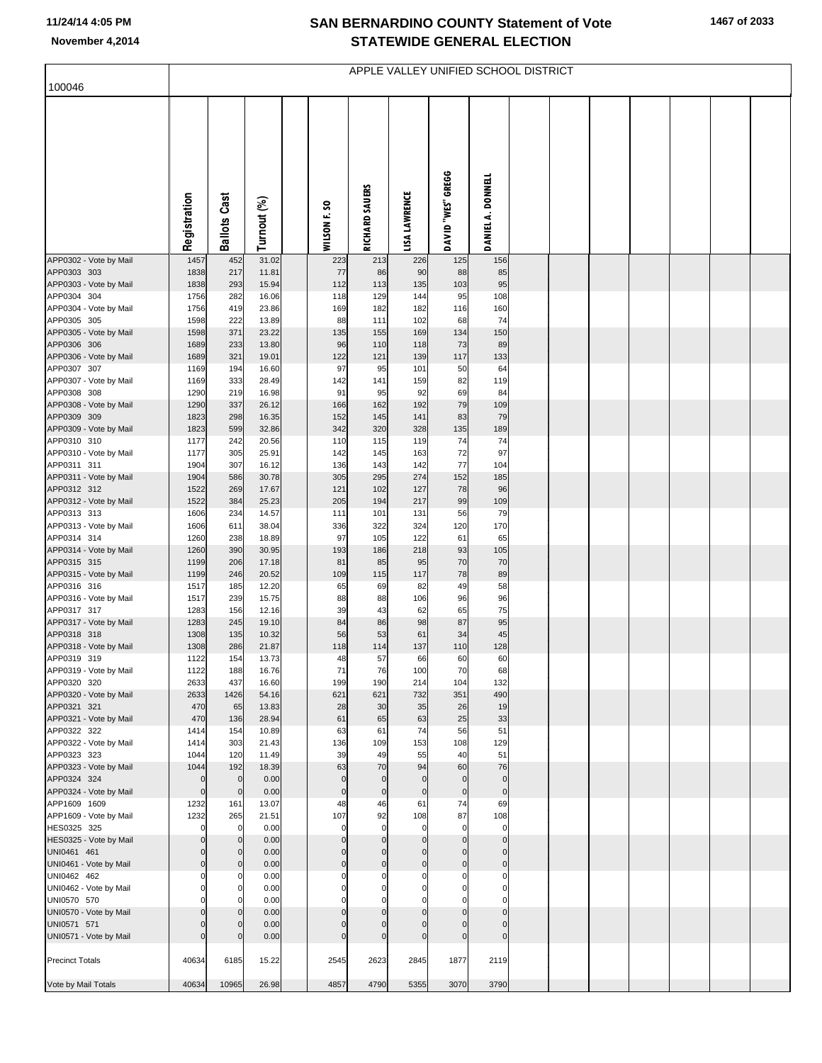# SAN BERNARDINO COUNTY Statement of Vote
## STATEWIDE GENERAL ELECTION

November 4,2014

100046 — APPLE VALLEY UNIFIED SCHOOL DISTRICT

| | Registration | Ballots Cast | Turnout (%) | | WILSON F. SO | RICHARD SAUERS | LISA LAWRENCE | DAVID "WES" GREGG | DANIEL A. DONNELL |
|---|---|---|---|---|---|---|---|---|---|
| APP0302 - Vote by Mail | 1457 | 452 | 31.02 | | 223 | 213 | 226 | 125 | 156 |
| APP0303 303 | 1838 | 217 | 11.81 | | 77 | 86 | 90 | 88 | 85 |
| APP0303 - Vote by Mail | 1838 | 293 | 15.94 | | 112 | 113 | 135 | 103 | 95 |
| APP0304 304 | 1756 | 282 | 16.06 | | 118 | 129 | 144 | 95 | 108 |
| APP0304 - Vote by Mail | 1756 | 419 | 23.86 | | 169 | 182 | 182 | 116 | 160 |
| APP0305 305 | 1598 | 222 | 13.89 | | 88 | 111 | 102 | 68 | 74 |
| APP0305 - Vote by Mail | 1598 | 371 | 23.22 | | 135 | 155 | 169 | 134 | 150 |
| APP0306 306 | 1689 | 233 | 13.80 | | 96 | 110 | 118 | 73 | 89 |
| APP0306 - Vote by Mail | 1689 | 321 | 19.01 | | 122 | 121 | 139 | 117 | 133 |
| APP0307 307 | 1169 | 194 | 16.60 | | 97 | 95 | 101 | 50 | 64 |
| APP0307 - Vote by Mail | 1169 | 333 | 28.49 | | 142 | 141 | 159 | 82 | 119 |
| APP0308 308 | 1290 | 219 | 16.98 | | 91 | 95 | 92 | 69 | 84 |
| APP0308 - Vote by Mail | 1290 | 337 | 26.12 | | 166 | 162 | 192 | 79 | 109 |
| APP0309 309 | 1823 | 298 | 16.35 | | 152 | 145 | 141 | 83 | 79 |
| APP0309 - Vote by Mail | 1823 | 599 | 32.86 | | 342 | 320 | 328 | 135 | 189 |
| APP0310 310 | 1177 | 242 | 20.56 | | 110 | 115 | 119 | 74 | 74 |
| APP0310 - Vote by Mail | 1177 | 305 | 25.91 | | 142 | 145 | 163 | 72 | 97 |
| APP0311 311 | 1904 | 307 | 16.12 | | 136 | 143 | 142 | 77 | 104 |
| APP0311 - Vote by Mail | 1904 | 586 | 30.78 | | 305 | 295 | 274 | 152 | 185 |
| APP0312 312 | 1522 | 269 | 17.67 | | 121 | 102 | 127 | 78 | 96 |
| APP0312 - Vote by Mail | 1522 | 384 | 25.23 | | 205 | 194 | 217 | 99 | 109 |
| APP0313 313 | 1606 | 234 | 14.57 | | 111 | 101 | 131 | 56 | 79 |
| APP0313 - Vote by Mail | 1606 | 611 | 38.04 | | 336 | 322 | 324 | 120 | 170 |
| APP0314 314 | 1260 | 238 | 18.89 | | 97 | 105 | 122 | 61 | 65 |
| APP0314 - Vote by Mail | 1260 | 390 | 30.95 | | 193 | 186 | 218 | 93 | 105 |
| APP0315 315 | 1199 | 206 | 17.18 | | 81 | 85 | 95 | 70 | 70 |
| APP0315 - Vote by Mail | 1199 | 246 | 20.52 | | 109 | 115 | 117 | 78 | 89 |
| APP0316 316 | 1517 | 185 | 12.20 | | 65 | 69 | 82 | 49 | 58 |
| APP0316 - Vote by Mail | 1517 | 239 | 15.75 | | 88 | 88 | 106 | 96 | 96 |
| APP0317 317 | 1283 | 156 | 12.16 | | 39 | 43 | 62 | 65 | 75 |
| APP0317 - Vote by Mail | 1283 | 245 | 19.10 | | 84 | 86 | 98 | 87 | 95 |
| APP0318 318 | 1308 | 135 | 10.32 | | 56 | 53 | 61 | 34 | 45 |
| APP0318 - Vote by Mail | 1308 | 286 | 21.87 | | 118 | 114 | 137 | 110 | 128 |
| APP0319 319 | 1122 | 154 | 13.73 | | 48 | 57 | 66 | 60 | 60 |
| APP0319 - Vote by Mail | 1122 | 188 | 16.76 | | 71 | 76 | 100 | 70 | 68 |
| APP0320 320 | 2633 | 437 | 16.60 | | 199 | 190 | 214 | 104 | 132 |
| APP0320 - Vote by Mail | 2633 | 1426 | 54.16 | | 621 | 621 | 732 | 351 | 490 |
| APP0321 321 | 470 | 65 | 13.83 | | 28 | 30 | 35 | 26 | 19 |
| APP0321 - Vote by Mail | 470 | 136 | 28.94 | | 61 | 65 | 63 | 25 | 33 |
| APP0322 322 | 1414 | 154 | 10.89 | | 63 | 61 | 74 | 56 | 51 |
| APP0322 - Vote by Mail | 1414 | 303 | 21.43 | | 136 | 109 | 153 | 108 | 129 |
| APP0323 323 | 1044 | 120 | 11.49 | | 39 | 49 | 55 | 40 | 51 |
| APP0323 - Vote by Mail | 1044 | 192 | 18.39 | | 63 | 70 | 94 | 60 | 76 |
| APP0324 324 | 0 | 0 | 0.00 | | 0 | 0 | 0 | 0 | 0 |
| APP0324 - Vote by Mail | 0 | 0 | 0.00 | | 0 | 0 | 0 | 0 | 0 |
| APP1609 1609 | 1232 | 161 | 13.07 | | 48 | 46 | 61 | 74 | 69 |
| APP1609 - Vote by Mail | 1232 | 265 | 21.51 | | 107 | 92 | 108 | 87 | 108 |
| HES0325 325 | 0 | 0 | 0.00 | | 0 | 0 | 0 | 0 | 0 |
| HES0325 - Vote by Mail | 0 | 0 | 0.00 | | 0 | 0 | 0 | 0 | 0 |
| UNI0461 461 | 0 | 0 | 0.00 | | 0 | 0 | 0 | 0 | 0 |
| UNI0461 - Vote by Mail | 0 | 0 | 0.00 | | 0 | 0 | 0 | 0 | 0 |
| UNI0462 462 | 0 | 0 | 0.00 | | 0 | 0 | 0 | 0 | 0 |
| UNI0462 - Vote by Mail | 0 | 0 | 0.00 | | 0 | 0 | 0 | 0 | 0 |
| UNI0570 570 | 0 | 0 | 0.00 | | 0 | 0 | 0 | 0 | 0 |
| UNI0570 - Vote by Mail | 0 | 0 | 0.00 | | 0 | 0 | 0 | 0 | 0 |
| UNI0571 571 | 0 | 0 | 0.00 | | 0 | 0 | 0 | 0 | 0 |
| UNI0571 - Vote by Mail | 0 | 0 | 0.00 | | 0 | 0 | 0 | 0 | 0 |
| Precinct Totals | 40634 | 6185 | 15.22 | | 2545 | 2623 | 2845 | 1877 | 2119 |
| Vote by Mail Totals | 40634 | 10965 | 26.98 | | 4857 | 4790 | 5355 | 3070 | 3790 |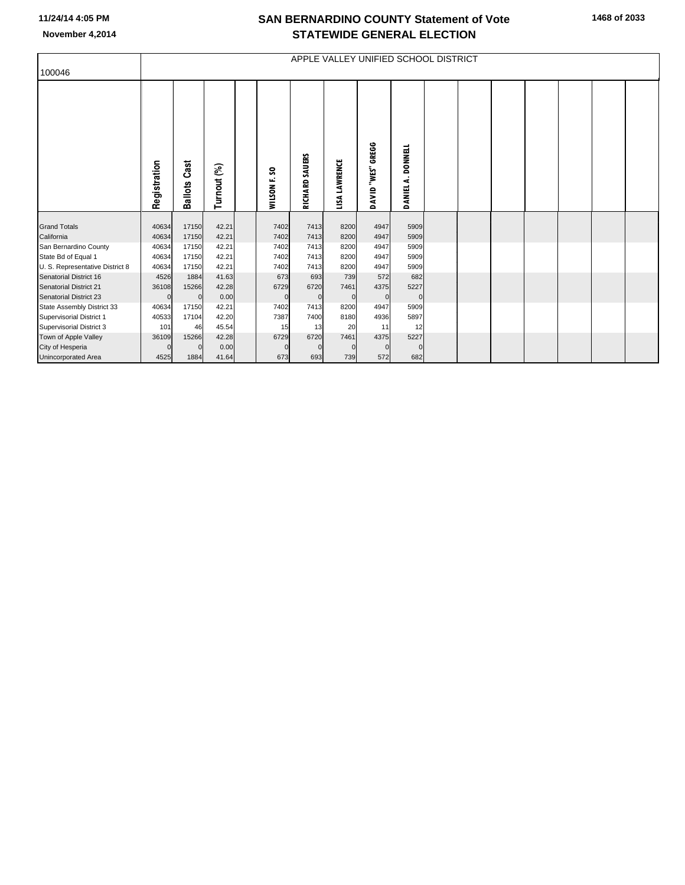# SAN BERNARDINO COUNTY Statement of Vote
## STATEWIDE GENERAL ELECTION

November 4,2014

100046

APPLE VALLEY UNIFIED SCHOOL DISTRICT

| | Registration | Ballots Cast | Turnout (%) | | WILSON F. SO | RICHARD SAUERS | LISA LAWRENCE | DAVID "WES" GREGG | DANIEL A. DONNELL |
|---|---|---|---|---|---|---|---|---|---|
| Grand Totals | 40634 | 17150 | 42.21 | | 7402 | 7413 | 8200 | 4947 | 5909 |
| California | 40634 | 17150 | 42.21 | | 7402 | 7413 | 8200 | 4947 | 5909 |
| San Bernardino County | 40634 | 17150 | 42.21 | | 7402 | 7413 | 8200 | 4947 | 5909 |
| State Bd of Equal 1 | 40634 | 17150 | 42.21 | | 7402 | 7413 | 8200 | 4947 | 5909 |
| U. S. Representative District 8 | 40634 | 17150 | 42.21 | | 7402 | 7413 | 8200 | 4947 | 5909 |
| Senatorial District 16 | 4526 | 1884 | 41.63 | | 673 | 693 | 739 | 572 | 682 |
| Senatorial District 21 | 36108 | 15266 | 42.28 | | 6729 | 6720 | 7461 | 4375 | 5227 |
| Senatorial District 23 | 0 | 0 | 0.00 | | 0 | 0 | 0 | 0 | 0 |
| State Assembly District 33 | 40634 | 17150 | 42.21 | | 7402 | 7413 | 8200 | 4947 | 5909 |
| Supervisorial District 1 | 40533 | 17104 | 42.20 | | 7387 | 7400 | 8180 | 4936 | 5897 |
| Supervisorial District 3 | 101 | 46 | 45.54 | | 15 | 13 | 20 | 11 | 12 |
| Town of Apple Valley | 36109 | 15266 | 42.28 | | 6729 | 6720 | 7461 | 4375 | 5227 |
| City of Hesperia | 0 | 0 | 0.00 | | 0 | 0 | 0 | 0 | 0 |
| Unincorporated Area | 4525 | 1884 | 41.64 | | 673 | 693 | 739 | 572 | 682 |